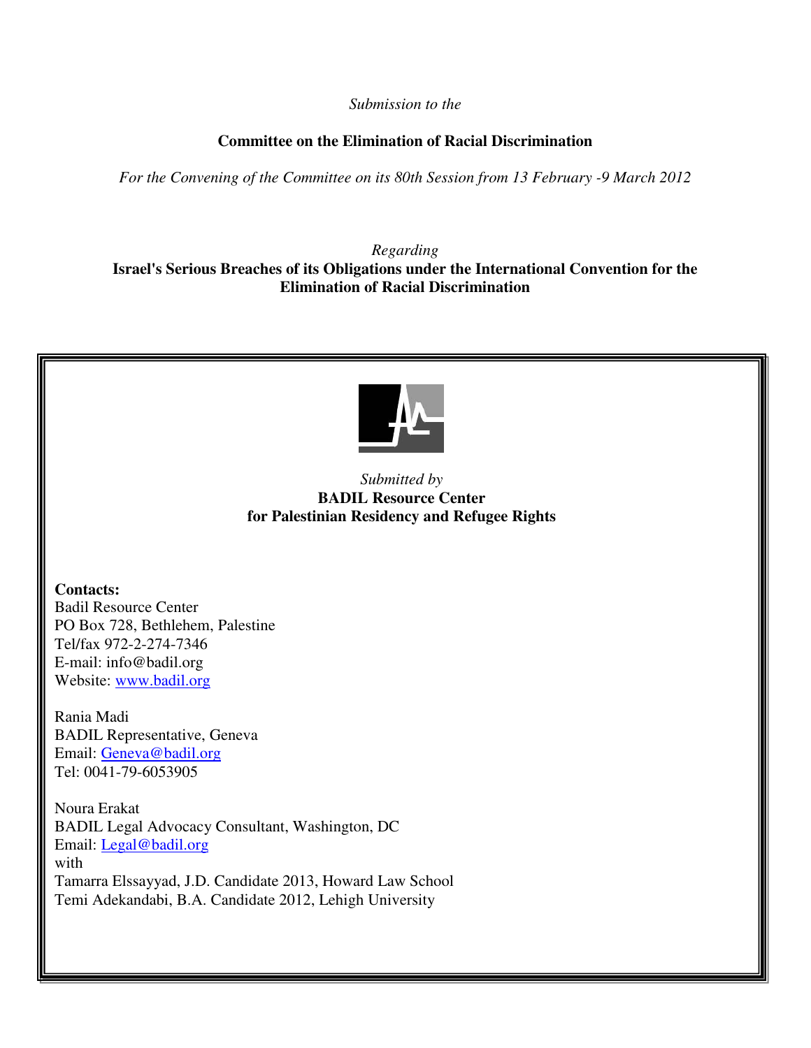*Submission to the*

**Committee on the Elimination of Racial Discrimination**

*For the Convening of the Committee on its 80th Session from 13 February -9 March 2012*

*Regarding*

**Israel's Serious Breaches of its Obligations under the International Convention for the Elimination of Racial Discrimination**

*Submitted by*

**BADIL Resource Center for Palestinian Residency and Refugee Rights**

**Contacts:**
Badil Resource Center
PO Box 728, Bethlehem, Palestine
Tel/fax 972-2-274-7346
E-mail: info@badil.org
Website: www.badil.org

Rania Madi
BADIL Representative, Geneva
Email: Geneva@badil.org
Tel: 0041-79-6053905

Noura Erakat
BADIL Legal Advocacy Consultant, Washington, DC
Email: Legal@badil.org
with
Tamarra Elssayyad, J.D. Candidate 2013, Howard Law School
Temi Adekandabi, B.A. Candidate 2012, Lehigh University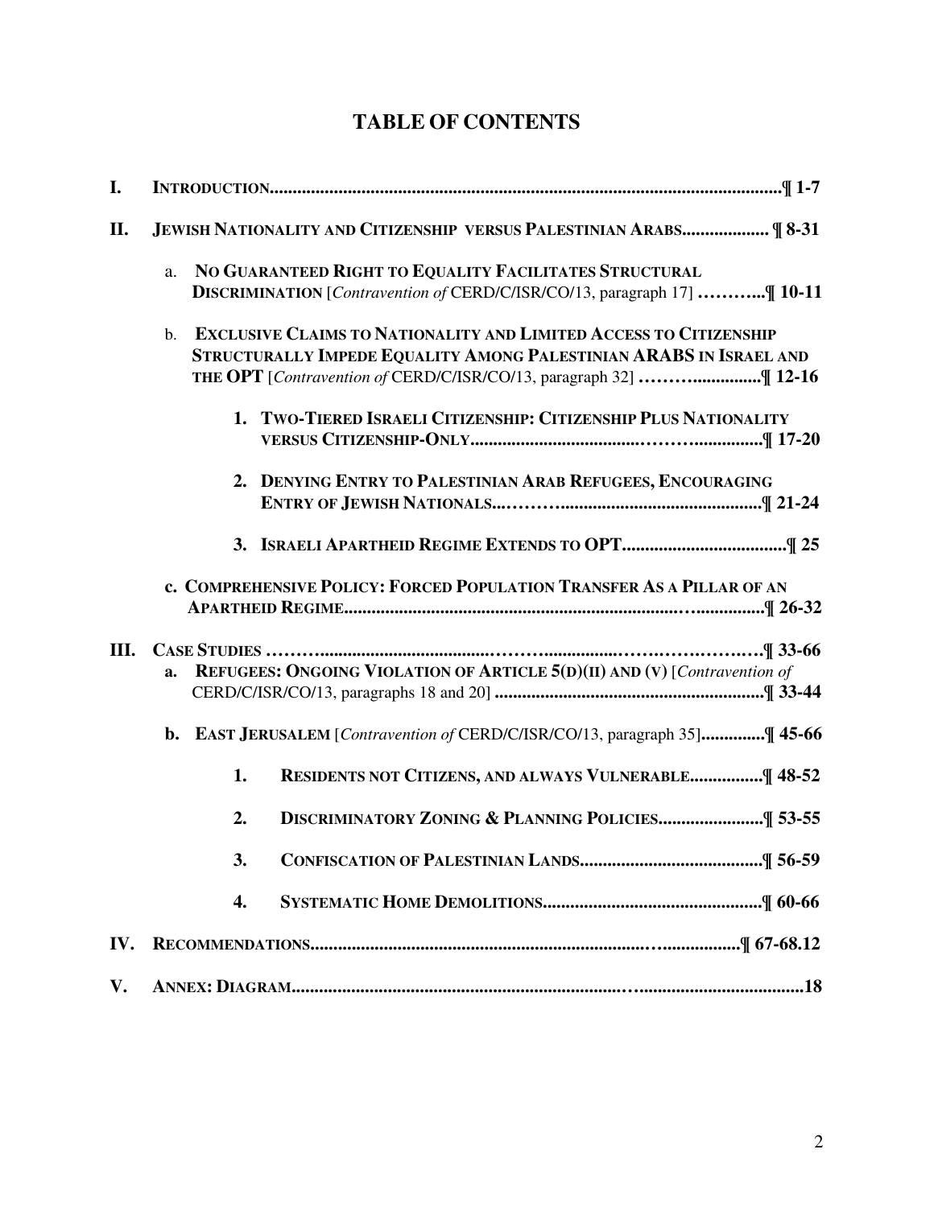# TABLE OF CONTENTS

**I. INTRODUCTION................................................................................................................¶ 1-7**

**II. JEWISH NATIONALITY AND CITIZENSHIP VERSUS PALESTINIAN ARABS................... ¶ 8-31**

- a. **NO GUARANTEED RIGHT TO EQUALITY FACILITATES STRUCTURAL DISCRIMINATION** [*Contravention of* CERD/C/ISR/CO/13, paragraph 17] **………...¶ 10-11**

- b. **EXCLUSIVE CLAIMS TO NATIONALITY AND LIMITED ACCESS TO CITIZENSHIP STRUCTURALLY IMPEDE EQUALITY AMONG PALESTINIAN ARABS IN ISRAEL AND THE OPT** [*Contravention of* CERD/C/ISR/CO/13, paragraph 32] **……….............¶ 12-16**

  1. **TWO-TIERED ISRAELI CITIZENSHIP: CITIZENSHIP PLUS NATIONALITY VERSUS CITIZENSHIP-ONLY...............................……................¶ 17-20**

  2. **DENYING ENTRY TO PALESTINIAN ARAB REFUGEES, ENCOURAGING ENTRY OF JEWISH NATIONALS...……….........................................¶ 21-24**

  3. **ISRAELI APARTHEID REGIME EXTENDS TO OPT...................................¶ 25**

- c. **COMPREHENSIVE POLICY: FORCED POPULATION TRANSFER AS A PILLAR OF AN APARTHEID REGIME..........................................................................…...............¶ 26-32**

**III. CASE STUDIES ……….....................................………...............……..……..……….¶ 33-66**

- **a. REFUGEES: ONGOING VIOLATION OF ARTICLE 5(D)(II) AND (V)** [*Contravention of* CERD/C/ISR/CO/13, paragraphs 18 and 20] **..........................................................¶ 33-44**

- **b. EAST JERUSALEM** [*Contravention of* CERD/C/ISR/CO/13, paragraph 35]**.............¶ 45-66**

  1. **RESIDENTS NOT CITIZENS, AND ALWAYS VULNERABLE................¶ 48-52**

  2. **DISCRIMINATORY ZONING & PLANNING POLICIES.......................¶ 53-55**

  3. **CONFISCATION OF PALESTINIAN LANDS........................................¶ 56-59**

  4. **SYSTEMATIC HOME DEMOLITIONS................................................¶ 60-66**

**IV. RECOMMENDATIONS..................................................................................…...............¶ 67-68.12**

**V. ANNEX: DIAGRAM..........................................................................…...................................18**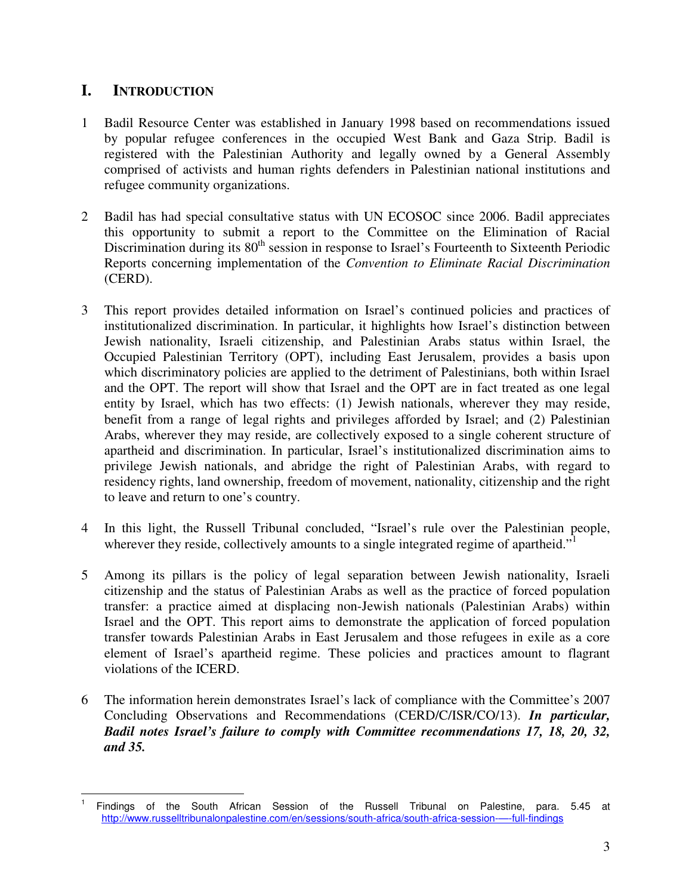# I. INTRODUCTION

1 Badil Resource Center was established in January 1998 based on recommendations issued by popular refugee conferences in the occupied West Bank and Gaza Strip. Badil is registered with the Palestinian Authority and legally owned by a General Assembly comprised of activists and human rights defenders in Palestinian national institutions and refugee community organizations.

2 Badil has had special consultative status with UN ECOSOC since 2006. Badil appreciates this opportunity to submit a report to the Committee on the Elimination of Racial Discrimination during its 80th session in response to Israel's Fourteenth to Sixteenth Periodic Reports concerning implementation of the *Convention to Eliminate Racial Discrimination* (CERD).

3 This report provides detailed information on Israel's continued policies and practices of institutionalized discrimination. In particular, it highlights how Israel's distinction between Jewish nationality, Israeli citizenship, and Palestinian Arabs status within Israel, the Occupied Palestinian Territory (OPT), including East Jerusalem, provides a basis upon which discriminatory policies are applied to the detriment of Palestinians, both within Israel and the OPT. The report will show that Israel and the OPT are in fact treated as one legal entity by Israel, which has two effects: (1) Jewish nationals, wherever they may reside, benefit from a range of legal rights and privileges afforded by Israel; and (2) Palestinian Arabs, wherever they may reside, are collectively exposed to a single coherent structure of apartheid and discrimination. In particular, Israel's institutionalized discrimination aims to privilege Jewish nationals, and abridge the right of Palestinian Arabs, with regard to residency rights, land ownership, freedom of movement, nationality, citizenship and the right to leave and return to one's country.

4 In this light, the Russell Tribunal concluded, "Israel's rule over the Palestinian people, wherever they reside, collectively amounts to a single integrated regime of apartheid."[1]

5 Among its pillars is the policy of legal separation between Jewish nationality, Israeli citizenship and the status of Palestinian Arabs as well as the practice of forced population transfer: a practice aimed at displacing non-Jewish nationals (Palestinian Arabs) within Israel and the OPT. This report aims to demonstrate the application of forced population transfer towards Palestinian Arabs in East Jerusalem and those refugees in exile as a core element of Israel's apartheid regime. These policies and practices amount to flagrant violations of the ICERD.

6 The information herein demonstrates Israel's lack of compliance with the Committee's 2007 Concluding Observations and Recommendations (CERD/C/ISR/CO/13). ***In particular, Badil notes Israel's failure to comply with Committee recommendations 17, 18, 20, 32, and 35.***

---

[1] Findings of the South African Session of the Russell Tribunal on Palestine, para. 5.45 at http://www.russelltribunalonpalestine.com/en/sessions/south-africa/south-africa-session-—-full-findings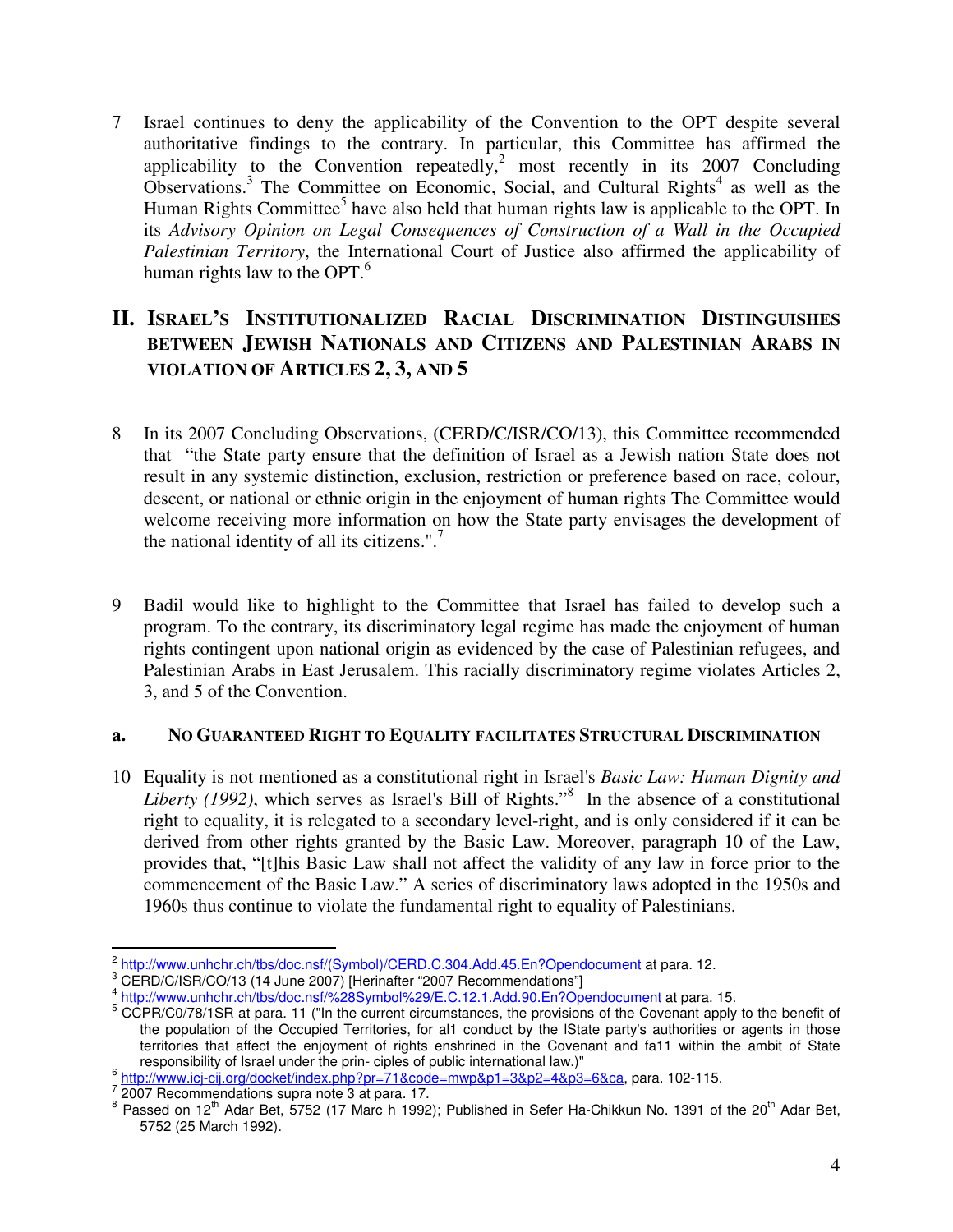7 Israel continues to deny the applicability of the Convention to the OPT despite several authoritative findings to the contrary. In particular, this Committee has affirmed the applicability to the Convention repeatedly,[2] most recently in its 2007 Concluding Observations.[3] The Committee on Economic, Social, and Cultural Rights[4] as well as the Human Rights Committee[5] have also held that human rights law is applicable to the OPT. In its *Advisory Opinion on Legal Consequences of Construction of a Wall in the Occupied Palestinian Territory*, the International Court of Justice also affirmed the applicability of human rights law to the OPT.[6]

## II. ISRAEL'S INSTITUTIONALIZED RACIAL DISCRIMINATION DISTINGUISHES BETWEEN JEWISH NATIONALS AND CITIZENS AND PALESTINIAN ARABS IN VIOLATION OF ARTICLES 2, 3, AND 5

8 In its 2007 Concluding Observations, (CERD/C/ISR/CO/13), this Committee recommended that "the State party ensure that the definition of Israel as a Jewish nation State does not result in any systemic distinction, exclusion, restriction or preference based on race, colour, descent, or national or ethnic origin in the enjoyment of human rights The Committee would welcome receiving more information on how the State party envisages the development of the national identity of all its citizens.".[7]

9 Badil would like to highlight to the Committee that Israel has failed to develop such a program. To the contrary, its discriminatory legal regime has made the enjoyment of human rights contingent upon national origin as evidenced by the case of Palestinian refugees, and Palestinian Arabs in East Jerusalem. This racially discriminatory regime violates Articles 2, 3, and 5 of the Convention.

### a. NO GUARANTEED RIGHT TO EQUALITY FACILITATES STRUCTURAL DISCRIMINATION

10 Equality is not mentioned as a constitutional right in Israel's *Basic Law: Human Dignity and Liberty (1992)*, which serves as Israel's Bill of Rights."[8] In the absence of a constitutional right to equality, it is relegated to a secondary level-right, and is only considered if it can be derived from other rights granted by the Basic Law. Moreover, paragraph 10 of the Law, provides that, "[t]his Basic Law shall not affect the validity of any law in force prior to the commencement of the Basic Law." A series of discriminatory laws adopted in the 1950s and 1960s thus continue to violate the fundamental right to equality of Palestinians.

---

[2] http://www.unhchr.ch/tbs/doc.nsf/(Symbol)/CERD.C.304.Add.45.En?Opendocument at para. 12.

[3] CERD/C/ISR/CO/13 (14 June 2007) [Herinafter "2007 Recommendations"]

[4] http://www.unhchr.ch/tbs/doc.nsf/%28Symbol%29/E.C.12.1.Add.90.En?Opendocument at para. 15.

[5] CCPR/C0/78/1SR at para. 11 ("In the current circumstances, the provisions of the Covenant apply to the benefit of the population of the Occupied Territories, for al1 conduct by the lState party's authorities or agents in those territories that affect the enjoyment of rights enshrined in the Covenant and fa11 within the ambit of State responsibility of Israel under the prin- ciples of public international law.)"

[6] http://www.icj-cij.org/docket/index.php?pr=71&code=mwp&p1=3&p2=4&p3=6&ca, para. 102-115.

[7] 2007 Recommendations supra note 3 at para. 17.

[8] Passed on 12th Adar Bet, 5752 (17 Marc h 1992); Published in Sefer Ha-Chikkun No. 1391 of the 20th Adar Bet, 5752 (25 March 1992).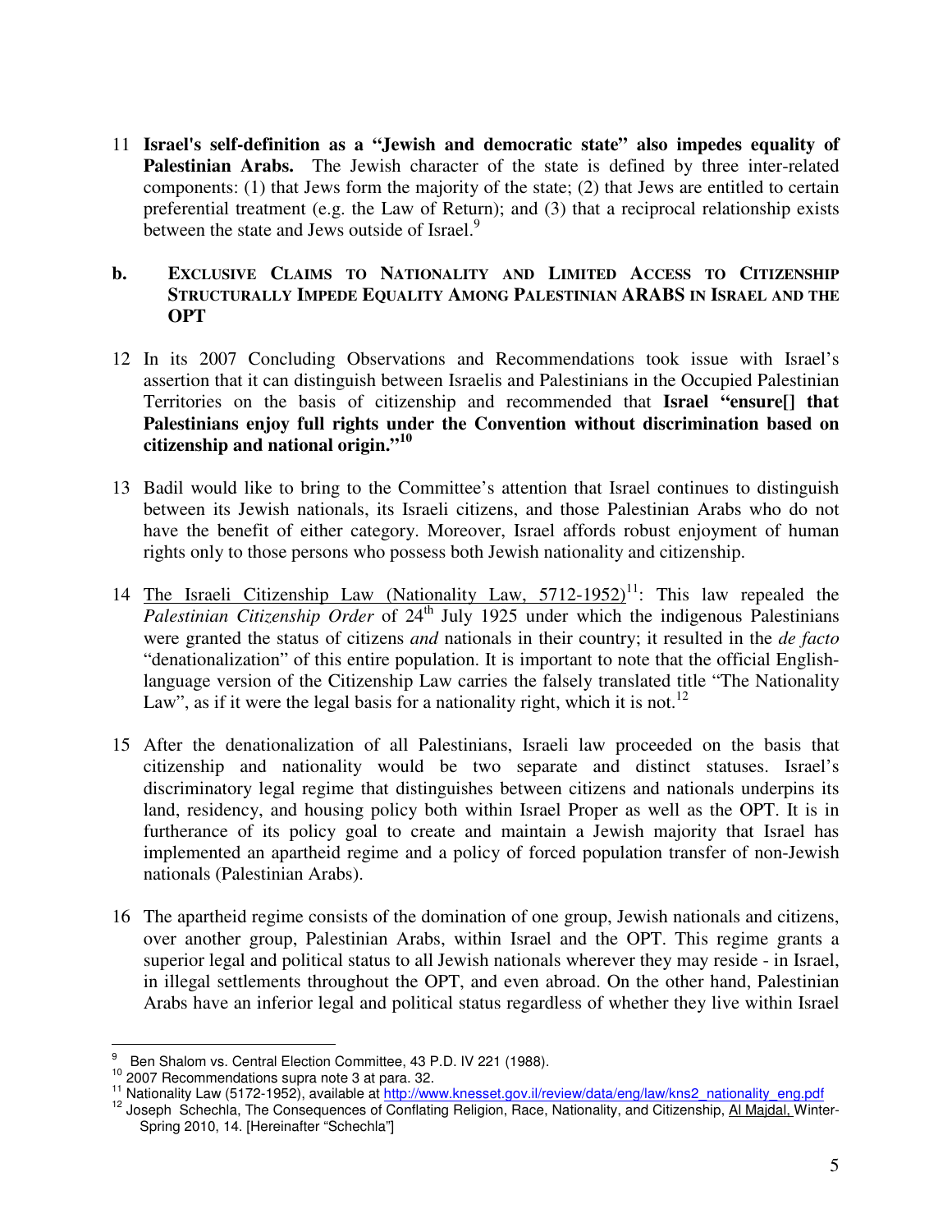11 **Israel's self-definition as a "Jewish and democratic state" also impedes equality of Palestinian Arabs.** The Jewish character of the state is defined by three inter-related components: (1) that Jews form the majority of the state; (2) that Jews are entitled to certain preferential treatment (e.g. the Law of Return); and (3) that a reciprocal relationship exists between the state and Jews outside of Israel.[9]

## b. EXCLUSIVE CLAIMS TO NATIONALITY AND LIMITED ACCESS TO CITIZENSHIP STRUCTURALLY IMPEDE EQUALITY AMONG PALESTINIAN ARABS IN ISRAEL AND THE OPT

12 In its 2007 Concluding Observations and Recommendations took issue with Israel's assertion that it can distinguish between Israelis and Palestinians in the Occupied Palestinian Territories on the basis of citizenship and recommended that **Israel "ensure[] that Palestinians enjoy full rights under the Convention without discrimination based on citizenship and national origin."**[10]

13 Badil would like to bring to the Committee's attention that Israel continues to distinguish between its Jewish nationals, its Israeli citizens, and those Palestinian Arabs who do not have the benefit of either category. Moreover, Israel affords robust enjoyment of human rights only to those persons who possess both Jewish nationality and citizenship.

14 The Israeli Citizenship Law (Nationality Law, 5712-1952)[11]: This law repealed the *Palestinian Citizenship Order* of 24th July 1925 under which the indigenous Palestinians were granted the status of citizens *and* nationals in their country; it resulted in the *de facto* "denationalization" of this entire population. It is important to note that the official English-language version of the Citizenship Law carries the falsely translated title "The Nationality Law", as if it were the legal basis for a nationality right, which it is not.[12]

15 After the denationalization of all Palestinians, Israeli law proceeded on the basis that citizenship and nationality would be two separate and distinct statuses. Israel's discriminatory legal regime that distinguishes between citizens and nationals underpins its land, residency, and housing policy both within Israel Proper as well as the OPT. It is in furtherance of its policy goal to create and maintain a Jewish majority that Israel has implemented an apartheid regime and a policy of forced population transfer of non-Jewish nationals (Palestinian Arabs).

16 The apartheid regime consists of the domination of one group, Jewish nationals and citizens, over another group, Palestinian Arabs, within Israel and the OPT. This regime grants a superior legal and political status to all Jewish nationals wherever they may reside - in Israel, in illegal settlements throughout the OPT, and even abroad. On the other hand, Palestinian Arabs have an inferior legal and political status regardless of whether they live within Israel

---

[9] Ben Shalom vs. Central Election Committee, 43 P.D. IV 221 (1988).

[10] 2007 Recommendations supra note 3 at para. 32.

[11] Nationality Law (5172-1952), available at http://www.knesset.gov.il/review/data/eng/law/kns2_nationality_eng.pdf

[12] Joseph Schechla, The Consequences of Conflating Religion, Race, Nationality, and Citizenship, Al Majdal, Winter-Spring 2010, 14. [Hereinafter "Schechla"]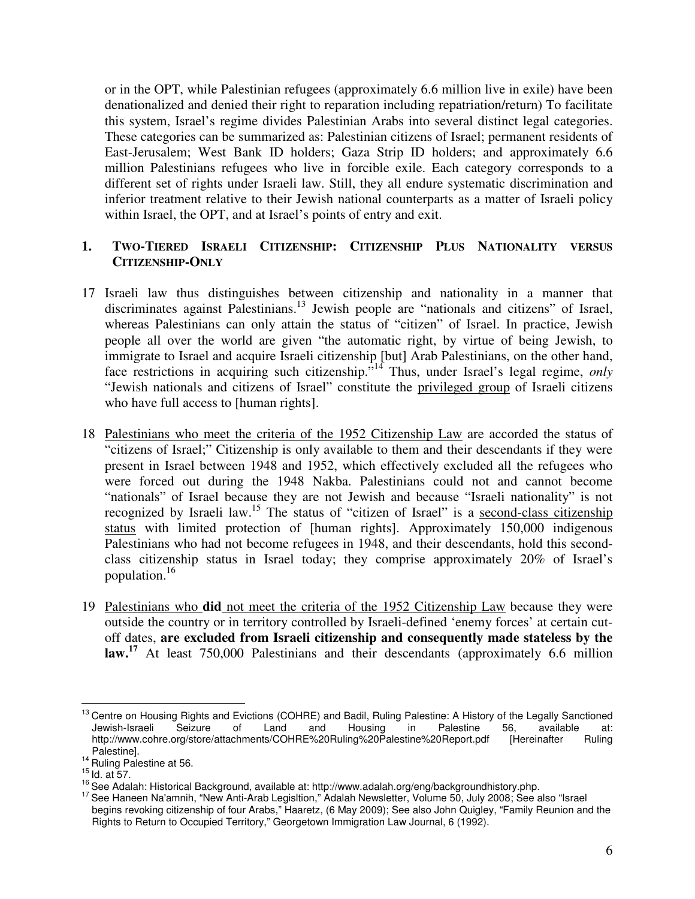or in the OPT, while Palestinian refugees (approximately 6.6 million live in exile) have been denationalized and denied their right to reparation including repatriation/return) To facilitate this system, Israel's regime divides Palestinian Arabs into several distinct legal categories. These categories can be summarized as: Palestinian citizens of Israel; permanent residents of East-Jerusalem; West Bank ID holders; Gaza Strip ID holders; and approximately 6.6 million Palestinians refugees who live in forcible exile. Each category corresponds to a different set of rights under Israeli law. Still, they all endure systematic discrimination and inferior treatment relative to their Jewish national counterparts as a matter of Israeli policy within Israel, the OPT, and at Israel's points of entry and exit.

## 1. TWO-TIERED ISRAELI CITIZENSHIP: CITIZENSHIP PLUS NATIONALITY VERSUS CITIZENSHIP-ONLY

17 Israeli law thus distinguishes between citizenship and nationality in a manner that discriminates against Palestinians.[13] Jewish people are "nationals and citizens" of Israel, whereas Palestinians can only attain the status of "citizen" of Israel. In practice, Jewish people all over the world are given "the automatic right, by virtue of being Jewish, to immigrate to Israel and acquire Israeli citizenship [but] Arab Palestinians, on the other hand, face restrictions in acquiring such citizenship."[14] Thus, under Israel's legal regime, *only* "Jewish nationals and citizens of Israel" constitute the <u>privileged group</u> of Israeli citizens who have full access to [human rights].

18 <u>Palestinians who meet the criteria of the 1952 Citizenship Law</u> are accorded the status of "citizens of Israel;" Citizenship is only available to them and their descendants if they were present in Israel between 1948 and 1952, which effectively excluded all the refugees who were forced out during the 1948 Nakba. Palestinians could not and cannot become "nationals" of Israel because they are not Jewish and because "Israeli nationality" is not recognized by Israeli law.[15] The status of "citizen of Israel" is a <u>second-class citizenship status</u> with limited protection of [human rights]. Approximately 150,000 indigenous Palestinians who had not become refugees in 1948, and their descendants, hold this second-class citizenship status in Israel today; they comprise approximately 20% of Israel's population.[16]

19 <u>Palestinians who **did** not meet the criteria of the 1952 Citizenship Law</u> because they were outside the country or in territory controlled by Israeli-defined 'enemy forces' at certain cut-off dates, **are excluded from Israeli citizenship and consequently made stateless by the law.[17]** At least 750,000 Palestinians and their descendants (approximately 6.6 million

---

[13] Centre on Housing Rights and Evictions (COHRE) and Badil, Ruling Palestine: A History of the Legally Sanctioned Jewish-Israeli Seizure of Land and Housing in Palestine 56, available at: http://www.cohre.org/store/attachments/COHRE%20Ruling%20Palestine%20Report.pdf [Hereinafter Ruling Palestine].

[14] Ruling Palestine at 56.

[15] Id. at 57.

[16] See Adalah: Historical Background, available at: http://www.adalah.org/eng/backgroundhistory.php.

[17] See Haneen Na'amnih, "New Anti-Arab Legisltion," Adalah Newsletter, Volume 50, July 2008; See also "Israel begins revoking citizenship of four Arabs," Haaretz, (6 May 2009); See also John Quigley, "Family Reunion and the Rights to Return to Occupied Territory," Georgetown Immigration Law Journal, 6 (1992).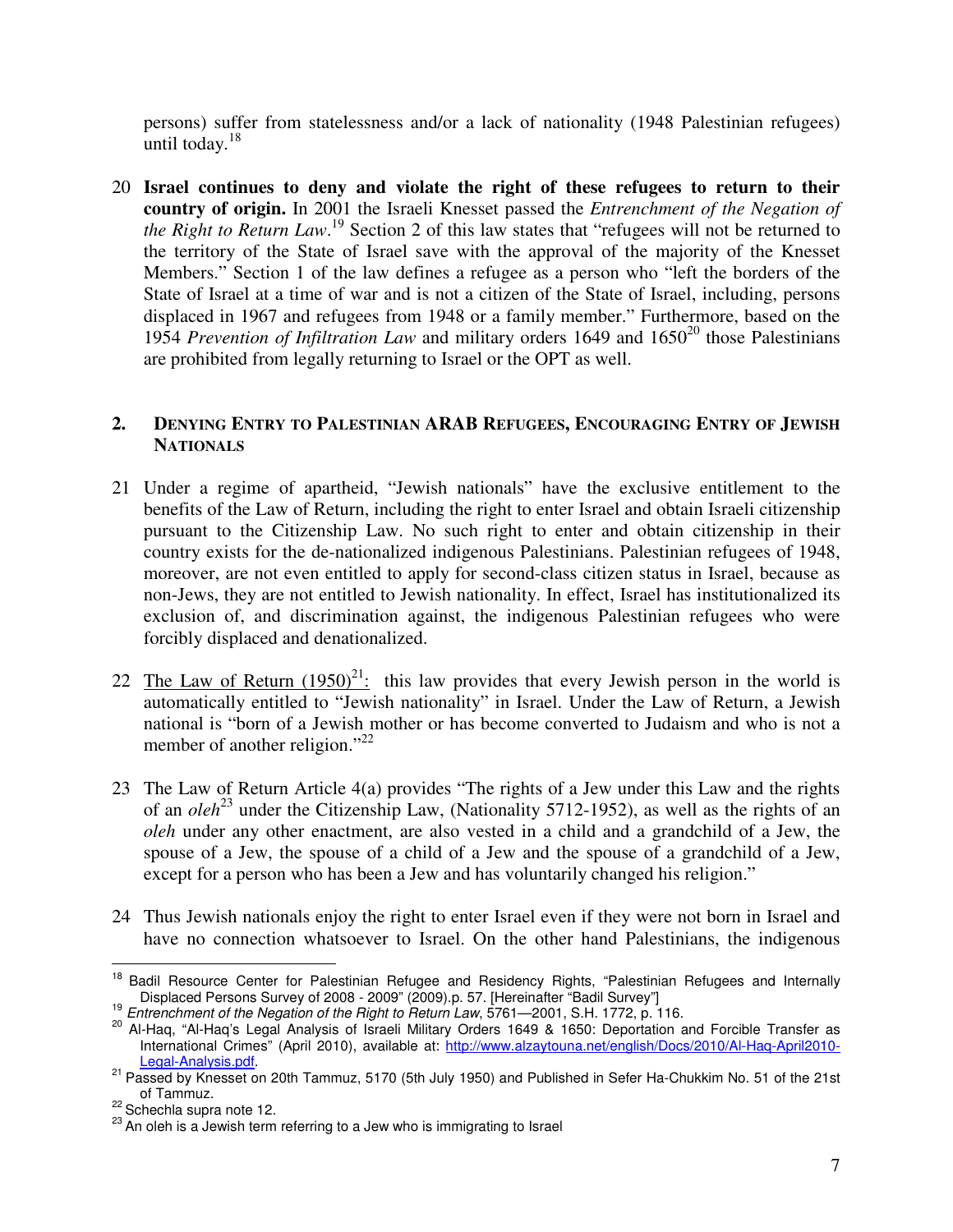persons) suffer from statelessness and/or a lack of nationality (1948 Palestinian refugees) until today.[18]

20 **Israel continues to deny and violate the right of these refugees to return to their country of origin.** In 2001 the Israeli Knesset passed the *Entrenchment of the Negation of the Right to Return Law*.[19] Section 2 of this law states that "refugees will not be returned to the territory of the State of Israel save with the approval of the majority of the Knesset Members." Section 1 of the law defines a refugee as a person who "left the borders of the State of Israel at a time of war and is not a citizen of the State of Israel, including, persons displaced in 1967 and refugees from 1948 or a family member." Furthermore, based on the 1954 *Prevention of Infiltration Law* and military orders 1649 and 1650[20] those Palestinians are prohibited from legally returning to Israel or the OPT as well.

## 2. DENYING ENTRY TO PALESTINIAN ARAB REFUGEES, ENCOURAGING ENTRY OF JEWISH NATIONALS

21 Under a regime of apartheid, "Jewish nationals" have the exclusive entitlement to the benefits of the Law of Return, including the right to enter Israel and obtain Israeli citizenship pursuant to the Citizenship Law. No such right to enter and obtain citizenship in their country exists for the de-nationalized indigenous Palestinians. Palestinian refugees of 1948, moreover, are not even entitled to apply for second-class citizen status in Israel, because as non-Jews, they are not entitled to Jewish nationality. In effect, Israel has institutionalized its exclusion of, and discrimination against, the indigenous Palestinian refugees who were forcibly displaced and denationalized.

22 The Law of Return (1950)[21]: this law provides that every Jewish person in the world is automatically entitled to "Jewish nationality" in Israel. Under the Law of Return, a Jewish national is "born of a Jewish mother or has become converted to Judaism and who is not a member of another religion."[22]

23 The Law of Return Article 4(a) provides "The rights of a Jew under this Law and the rights of an *oleh*[23] under the Citizenship Law, (Nationality 5712-1952), as well as the rights of an *oleh* under any other enactment, are also vested in a child and a grandchild of a Jew, the spouse of a Jew, the spouse of a child of a Jew and the spouse of a grandchild of a Jew, except for a person who has been a Jew and has voluntarily changed his religion."

24 Thus Jewish nationals enjoy the right to enter Israel even if they were not born in Israel and have no connection whatsoever to Israel. On the other hand Palestinians, the indigenous

---

[18] Badil Resource Center for Palestinian Refugee and Residency Rights, "Palestinian Refugees and Internally Displaced Persons Survey of 2008 - 2009" (2009).p. 57. [Hereinafter "Badil Survey"]

[19] *Entrenchment of the Negation of the Right to Return Law*, 5761—2001, S.H. 1772, p. 116.

[20] Al-Haq, "Al-Haq's Legal Analysis of Israeli Military Orders 1649 & 1650: Deportation and Forcible Transfer as International Crimes" (April 2010), available at: http://www.alzaytouna.net/english/Docs/2010/Al-Haq-April2010-Legal-Analysis.pdf.

[21] Passed by Knesset on 20th Tammuz, 5170 (5th July 1950) and Published in Sefer Ha-Chukkim No. 51 of the 21st of Tammuz.

[22] Schechla supra note 12.

[23] An oleh is a Jewish term referring to a Jew who is immigrating to Israel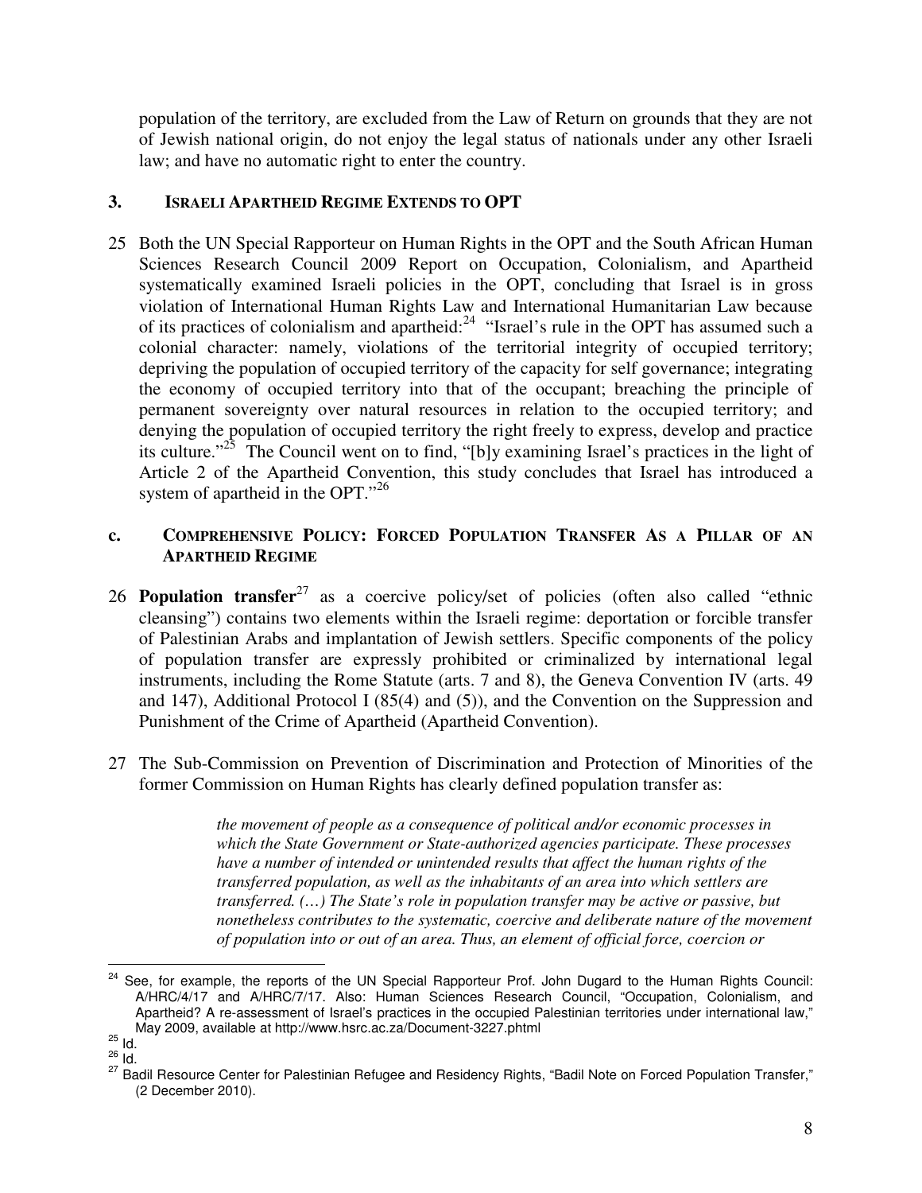population of the territory, are excluded from the Law of Return on grounds that they are not of Jewish national origin, do not enjoy the legal status of nationals under any other Israeli law; and have no automatic right to enter the country.

## 3. ISRAELI APARTHEID REGIME EXTENDS TO OPT

25 Both the UN Special Rapporteur on Human Rights in the OPT and the South African Human Sciences Research Council 2009 Report on Occupation, Colonialism, and Apartheid systematically examined Israeli policies in the OPT, concluding that Israel is in gross violation of International Human Rights Law and International Humanitarian Law because of its practices of colonialism and apartheid:[24] "Israel's rule in the OPT has assumed such a colonial character: namely, violations of the territorial integrity of occupied territory; depriving the population of occupied territory of the capacity for self governance; integrating the economy of occupied territory into that of the occupant; breaching the principle of permanent sovereignty over natural resources in relation to the occupied territory; and denying the population of occupied territory the right freely to express, develop and practice its culture."[25] The Council went on to find, "[b]y examining Israel's practices in the light of Article 2 of the Apartheid Convention, this study concludes that Israel has introduced a system of apartheid in the OPT."[26]

## c. COMPREHENSIVE POLICY: FORCED POPULATION TRANSFER AS A PILLAR OF AN APARTHEID REGIME

26 **Population transfer**[27] as a coercive policy/set of policies (often also called "ethnic cleansing") contains two elements within the Israeli regime: deportation or forcible transfer of Palestinian Arabs and implantation of Jewish settlers. Specific components of the policy of population transfer are expressly prohibited or criminalized by international legal instruments, including the Rome Statute (arts. 7 and 8), the Geneva Convention IV (arts. 49 and 147), Additional Protocol I (85(4) and (5)), and the Convention on the Suppression and Punishment of the Crime of Apartheid (Apartheid Convention).

27 The Sub-Commission on Prevention of Discrimination and Protection of Minorities of the former Commission on Human Rights has clearly defined population transfer as:

> *the movement of people as a consequence of political and/or economic processes in which the State Government or State-authorized agencies participate. These processes have a number of intended or unintended results that affect the human rights of the transferred population, as well as the inhabitants of an area into which settlers are transferred. (…) The State's role in population transfer may be active or passive, but nonetheless contributes to the systematic, coercive and deliberate nature of the movement of population into or out of an area. Thus, an element of official force, coercion or*

---

[24] See, for example, the reports of the UN Special Rapporteur Prof. John Dugard to the Human Rights Council: A/HRC/4/17 and A/HRC/7/17. Also: Human Sciences Research Council, "Occupation, Colonialism, and Apartheid? A re-assessment of Israel's practices in the occupied Palestinian territories under international law," May 2009, available at http://www.hsrc.ac.za/Document-3227.phtml

[25] Id.

[26] Id.

[27] Badil Resource Center for Palestinian Refugee and Residency Rights, "Badil Note on Forced Population Transfer," (2 December 2010).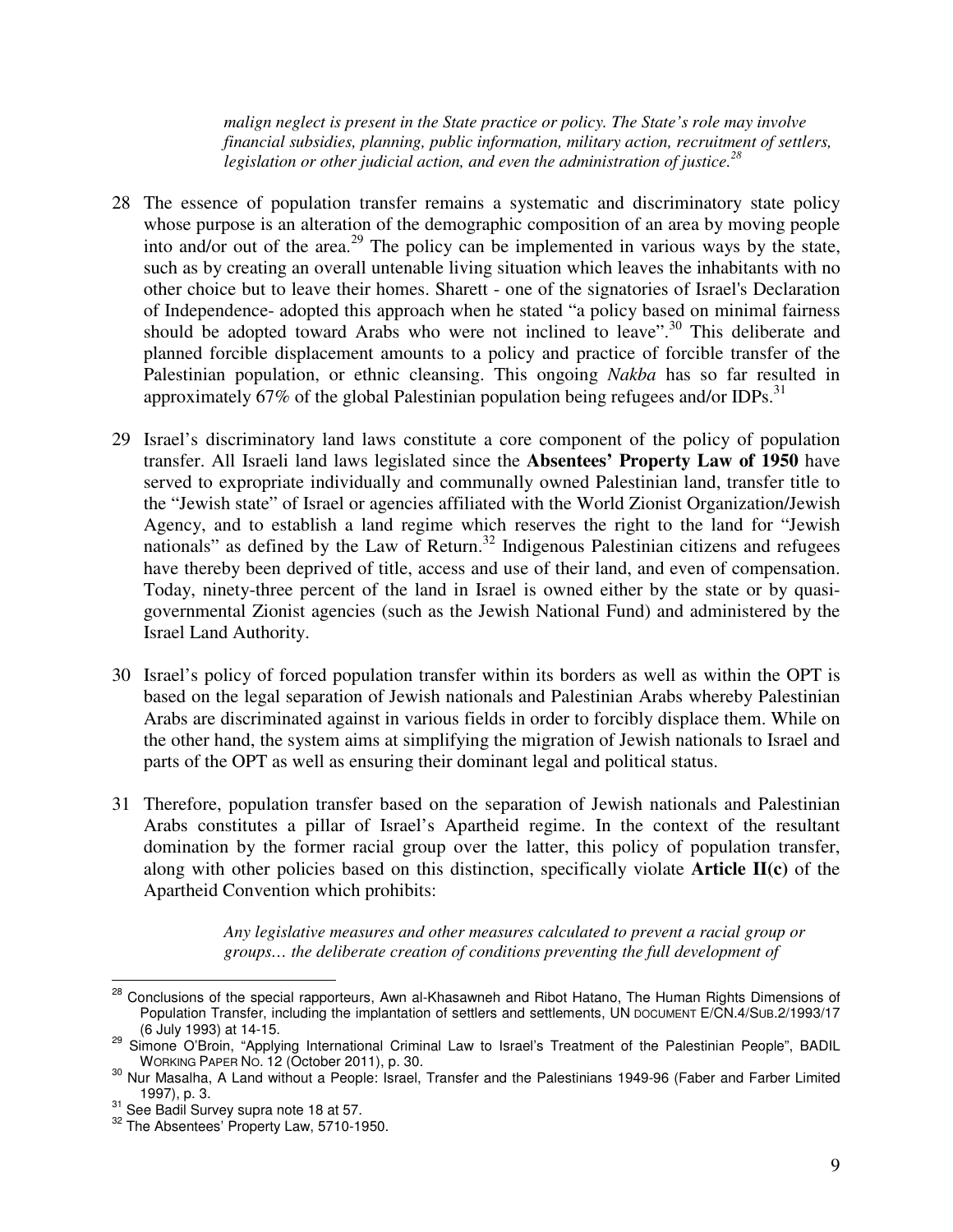> *malign neglect is present in the State practice or policy. The State's role may involve financial subsidies, planning, public information, military action, recruitment of settlers, legislation or other judicial action, and even the administration of justice.*[28]

28 The essence of population transfer remains a systematic and discriminatory state policy whose purpose is an alteration of the demographic composition of an area by moving people into and/or out of the area.[29] The policy can be implemented in various ways by the state, such as by creating an overall untenable living situation which leaves the inhabitants with no other choice but to leave their homes. Sharett - one of the signatories of Israel's Declaration of Independence- adopted this approach when he stated "a policy based on minimal fairness should be adopted toward Arabs who were not inclined to leave".[30] This deliberate and planned forcible displacement amounts to a policy and practice of forcible transfer of the Palestinian population, or ethnic cleansing. This ongoing *Nakba* has so far resulted in approximately 67% of the global Palestinian population being refugees and/or IDPs.[31]

29 Israel's discriminatory land laws constitute a core component of the policy of population transfer. All Israeli land laws legislated since the **Absentees' Property Law of 1950** have served to expropriate individually and communally owned Palestinian land, transfer title to the "Jewish state" of Israel or agencies affiliated with the World Zionist Organization/Jewish Agency, and to establish a land regime which reserves the right to the land for "Jewish nationals" as defined by the Law of Return.[32] Indigenous Palestinian citizens and refugees have thereby been deprived of title, access and use of their land, and even of compensation. Today, ninety-three percent of the land in Israel is owned either by the state or by quasi-governmental Zionist agencies (such as the Jewish National Fund) and administered by the Israel Land Authority.

30 Israel's policy of forced population transfer within its borders as well as within the OPT is based on the legal separation of Jewish nationals and Palestinian Arabs whereby Palestinian Arabs are discriminated against in various fields in order to forcibly displace them. While on the other hand, the system aims at simplifying the migration of Jewish nationals to Israel and parts of the OPT as well as ensuring their dominant legal and political status.

31 Therefore, population transfer based on the separation of Jewish nationals and Palestinian Arabs constitutes a pillar of Israel's Apartheid regime. In the context of the resultant domination by the former racial group over the latter, this policy of population transfer, along with other policies based on this distinction, specifically violate **Article II(c)** of the Apartheid Convention which prohibits:

> *Any legislative measures and other measures calculated to prevent a racial group or groups… the deliberate creation of conditions preventing the full development of*

---

[28] Conclusions of the special rapporteurs, Awn al-Khasawneh and Ribot Hatano, The Human Rights Dimensions of Population Transfer, including the implantation of settlers and settlements, UN DOCUMENT E/CN.4/SUB.2/1993/17 (6 July 1993) at 14-15.

[29] Simone O'Broin, "Applying International Criminal Law to Israel's Treatment of the Palestinian People", BADIL WORKING PAPER NO. 12 (October 2011), p. 30.

[30] Nur Masalha, A Land without a People: Israel, Transfer and the Palestinians 1949-96 (Faber and Farber Limited 1997), p. 3.

[31] See Badil Survey supra note 18 at 57.

[32] The Absentees' Property Law, 5710-1950.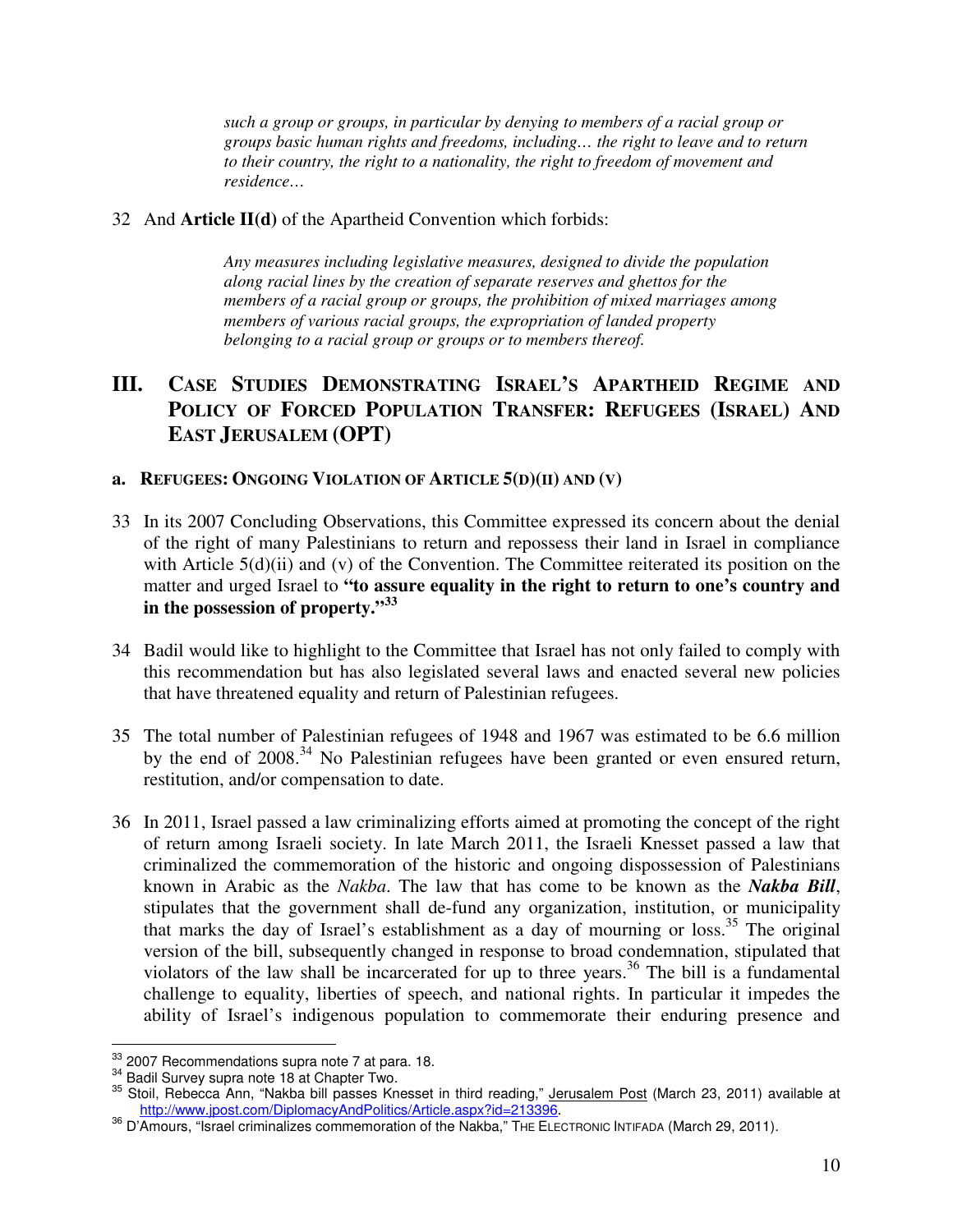> *such a group or groups, in particular by denying to members of a racial group or groups basic human rights and freedoms, including… the right to leave and to return to their country, the right to a nationality, the right to freedom of movement and residence…*

32 And **Article II(d)** of the Apartheid Convention which forbids:

> *Any measures including legislative measures, designed to divide the population along racial lines by the creation of separate reserves and ghettos for the members of a racial group or groups, the prohibition of mixed marriages among members of various racial groups, the expropriation of landed property belonging to a racial group or groups or to members thereof.*

## III. Case Studies Demonstrating Israel's Apartheid Regime and Policy of Forced Population Transfer: Refugees (Israel) And East Jerusalem (OPT)

### a. Refugees: Ongoing Violation of Article 5(d)(ii) and (v)

33 In its 2007 Concluding Observations, this Committee expressed its concern about the denial of the right of many Palestinians to return and repossess their land in Israel in compliance with Article 5(d)(ii) and (v) of the Convention. The Committee reiterated its position on the matter and urged Israel to **"to assure equality in the right to return to one's country and in the possession of property."[33]**

34 Badil would like to highlight to the Committee that Israel has not only failed to comply with this recommendation but has also legislated several laws and enacted several new policies that have threatened equality and return of Palestinian refugees.

35 The total number of Palestinian refugees of 1948 and 1967 was estimated to be 6.6 million by the end of 2008.[34] No Palestinian refugees have been granted or even ensured return, restitution, and/or compensation to date.

36 In 2011, Israel passed a law criminalizing efforts aimed at promoting the concept of the right of return among Israeli society. In late March 2011, the Israeli Knesset passed a law that criminalized the commemoration of the historic and ongoing dispossession of Palestinians known in Arabic as the *Nakba*. The law that has come to be known as the ***Nakba Bill***, stipulates that the government shall de-fund any organization, institution, or municipality that marks the day of Israel's establishment as a day of mourning or loss.[35] The original version of the bill, subsequently changed in response to broad condemnation, stipulated that violators of the law shall be incarcerated for up to three years.[36] The bill is a fundamental challenge to equality, liberties of speech, and national rights. In particular it impedes the ability of Israel's indigenous population to commemorate their enduring presence and

---

[33] 2007 Recommendations supra note 7 at para. 18.

[34] Badil Survey supra note 18 at Chapter Two.

[35] Stoil, Rebecca Ann, "Nakba bill passes Knesset in third reading," Jerusalem Post (March 23, 2011) available at http://www.jpost.com/DiplomacyAndPolitics/Article.aspx?id=213396.

[36] D'Amours, "Israel criminalizes commemoration of the Nakba," The Electronic Intifada (March 29, 2011).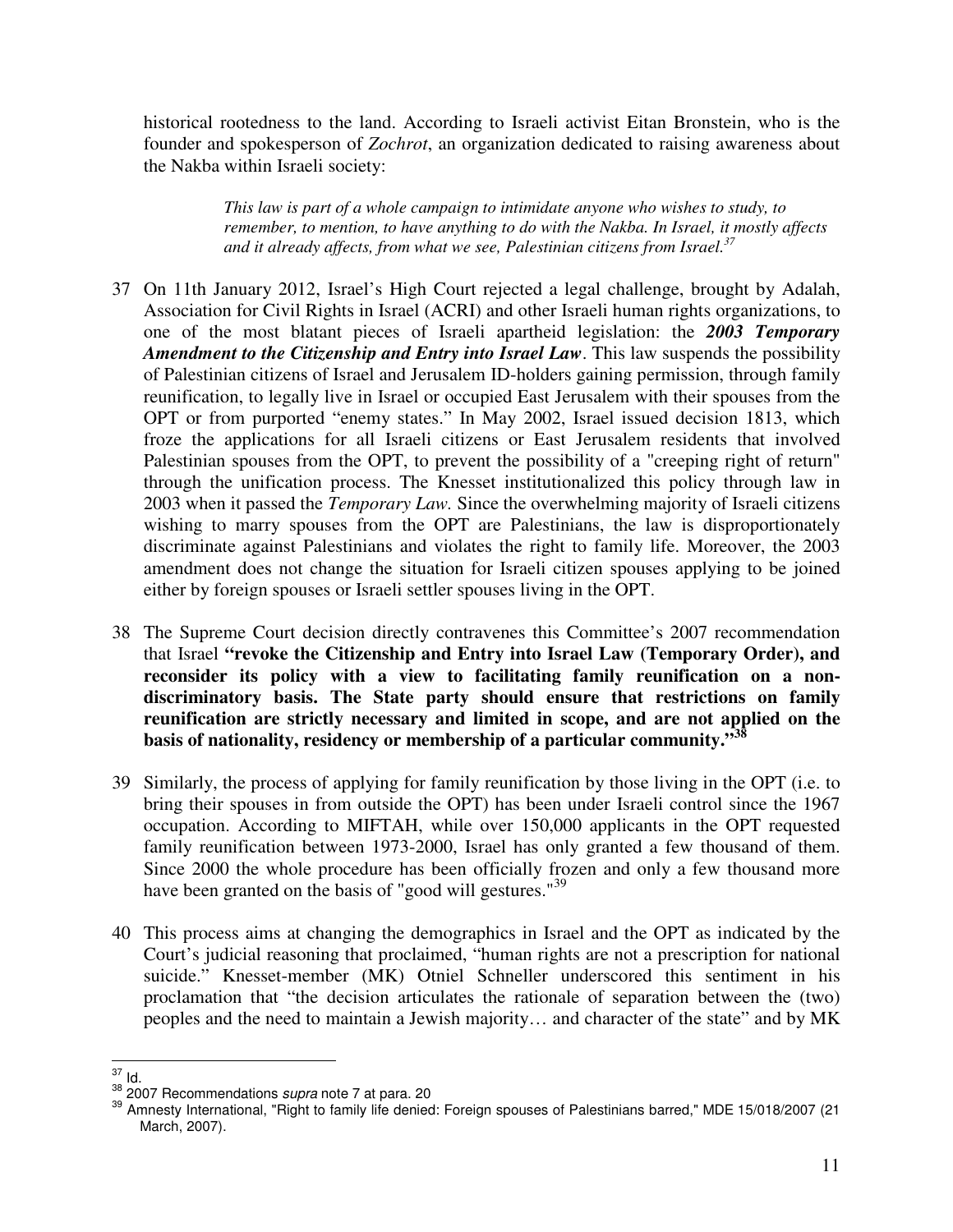historical rootedness to the land. According to Israeli activist Eitan Bronstein, who is the founder and spokesperson of *Zochrot*, an organization dedicated to raising awareness about the Nakba within Israeli society:

> *This law is part of a whole campaign to intimidate anyone who wishes to study, to remember, to mention, to have anything to do with the Nakba. In Israel, it mostly affects and it already affects, from what we see, Palestinian citizens from Israel.*[37]

37 On 11th January 2012, Israel's High Court rejected a legal challenge, brought by Adalah, Association for Civil Rights in Israel (ACRI) and other Israeli human rights organizations, to one of the most blatant pieces of Israeli apartheid legislation: the ***2003 Temporary Amendment to the Citizenship and Entry into Israel Law***. This law suspends the possibility of Palestinian citizens of Israel and Jerusalem ID-holders gaining permission, through family reunification, to legally live in Israel or occupied East Jerusalem with their spouses from the OPT or from purported "enemy states." In May 2002, Israel issued decision 1813, which froze the applications for all Israeli citizens or East Jerusalem residents that involved Palestinian spouses from the OPT, to prevent the possibility of a "creeping right of return" through the unification process. The Knesset institutionalized this policy through law in 2003 when it passed the *Temporary Law.* Since the overwhelming majority of Israeli citizens wishing to marry spouses from the OPT are Palestinians, the law is disproportionately discriminate against Palestinians and violates the right to family life. Moreover, the 2003 amendment does not change the situation for Israeli citizen spouses applying to be joined either by foreign spouses or Israeli settler spouses living in the OPT.

38 The Supreme Court decision directly contravenes this Committee's 2007 recommendation that Israel **"revoke the Citizenship and Entry into Israel Law (Temporary Order), and reconsider its policy with a view to facilitating family reunification on a non-discriminatory basis. The State party should ensure that restrictions on family reunification are strictly necessary and limited in scope, and are not applied on the basis of nationality, residency or membership of a particular community."**[38]

39 Similarly, the process of applying for family reunification by those living in the OPT (i.e. to bring their spouses in from outside the OPT) has been under Israeli control since the 1967 occupation. According to MIFTAH, while over 150,000 applicants in the OPT requested family reunification between 1973-2000, Israel has only granted a few thousand of them. Since 2000 the whole procedure has been officially frozen and only a few thousand more have been granted on the basis of "good will gestures."[39]

40 This process aims at changing the demographics in Israel and the OPT as indicated by the Court's judicial reasoning that proclaimed, "human rights are not a prescription for national suicide." Knesset-member (MK) Otniel Schneller underscored this sentiment in his proclamation that "the decision articulates the rationale of separation between the (two) peoples and the need to maintain a Jewish majority… and character of the state" and by MK

---

[37] Id.

[38] 2007 Recommendations *supra* note 7 at para. 20

[39] Amnesty International, "Right to family life denied: Foreign spouses of Palestinians barred," MDE 15/018/2007 (21 March, 2007).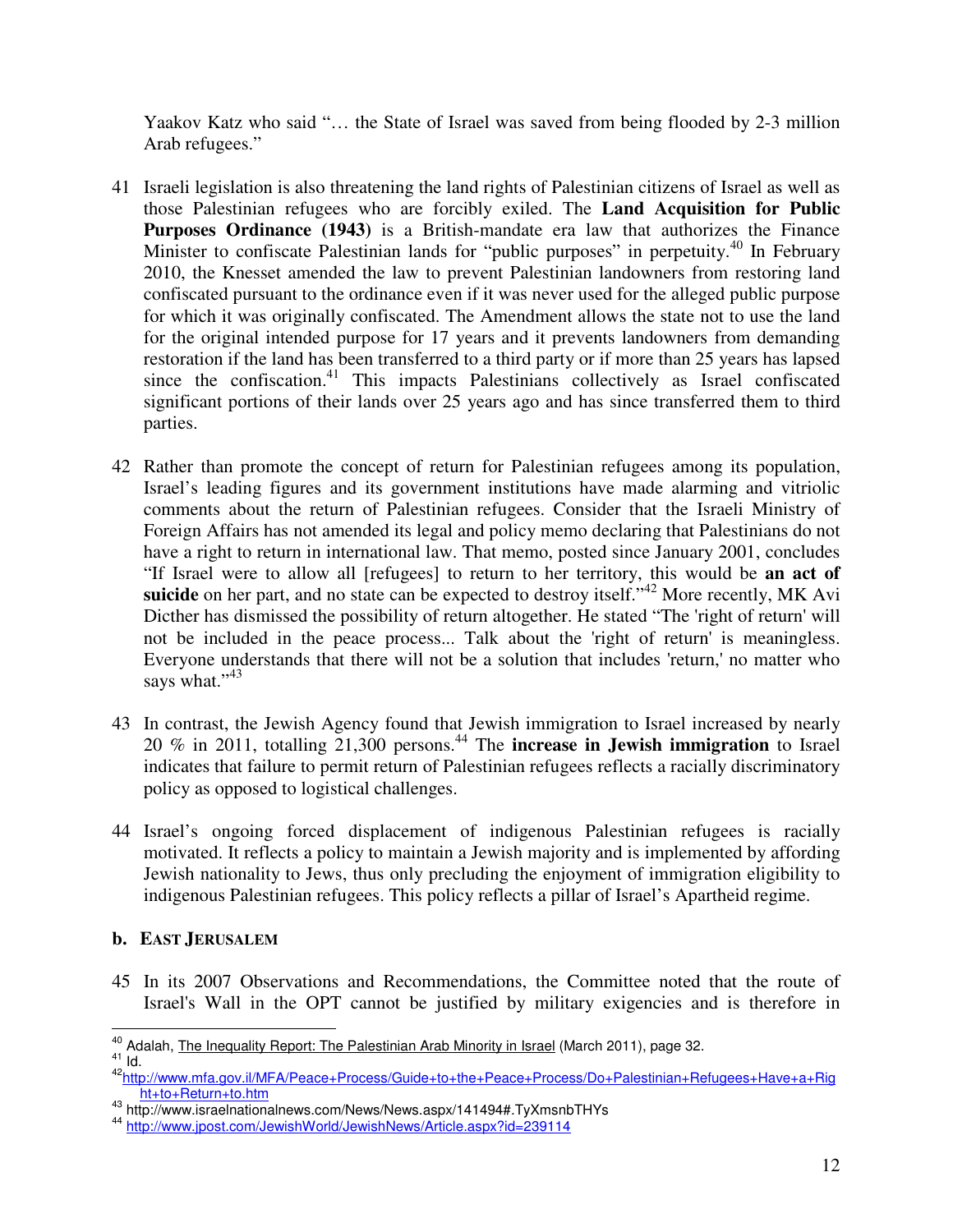Yaakov Katz who said "… the State of Israel was saved from being flooded by 2-3 million Arab refugees."

41 Israeli legislation is also threatening the land rights of Palestinian citizens of Israel as well as those Palestinian refugees who are forcibly exiled. The **Land Acquisition for Public Purposes Ordinance (1943)** is a British-mandate era law that authorizes the Finance Minister to confiscate Palestinian lands for "public purposes" in perpetuity.[40] In February 2010, the Knesset amended the law to prevent Palestinian landowners from restoring land confiscated pursuant to the ordinance even if it was never used for the alleged public purpose for which it was originally confiscated. The Amendment allows the state not to use the land for the original intended purpose for 17 years and it prevents landowners from demanding restoration if the land has been transferred to a third party or if more than 25 years has lapsed since the confiscation.[41] This impacts Palestinians collectively as Israel confiscated significant portions of their lands over 25 years ago and has since transferred them to third parties.

42 Rather than promote the concept of return for Palestinian refugees among its population, Israel's leading figures and its government institutions have made alarming and vitriolic comments about the return of Palestinian refugees. Consider that the Israeli Ministry of Foreign Affairs has not amended its legal and policy memo declaring that Palestinians do not have a right to return in international law. That memo, posted since January 2001, concludes "If Israel were to allow all [refugees] to return to her territory, this would be **an act of suicide** on her part, and no state can be expected to destroy itself."[42] More recently, MK Avi Dicther has dismissed the possibility of return altogether. He stated "The 'right of return' will not be included in the peace process... Talk about the 'right of return' is meaningless. Everyone understands that there will not be a solution that includes 'return,' no matter who says what."[43]

43 In contrast, the Jewish Agency found that Jewish immigration to Israel increased by nearly 20 % in 2011, totalling 21,300 persons.[44] The **increase in Jewish immigration** to Israel indicates that failure to permit return of Palestinian refugees reflects a racially discriminatory policy as opposed to logistical challenges.

44 Israel's ongoing forced displacement of indigenous Palestinian refugees is racially motivated. It reflects a policy to maintain a Jewish majority and is implemented by affording Jewish nationality to Jews, thus only precluding the enjoyment of immigration eligibility to indigenous Palestinian refugees. This policy reflects a pillar of Israel's Apartheid regime.

### b. EAST JERUSALEM

45 In its 2007 Observations and Recommendations, the Committee noted that the route of Israel's Wall in the OPT cannot be justified by military exigencies and is therefore in

---

[40] Adalah, The Inequality Report: The Palestinian Arab Minority in Israel (March 2011), page 32.

[41] Id.

[42] http://www.mfa.gov.il/MFA/Peace+Process/Guide+to+the+Peace+Process/Do+Palestinian+Refugees+Have+a+Right+to+Return+to.htm

[43] http://www.israelnationalnews.com/News/News.aspx/141494#.TyXmsnbTHYs

[44] http://www.jpost.com/JewishWorld/JewishNews/Article.aspx?id=239114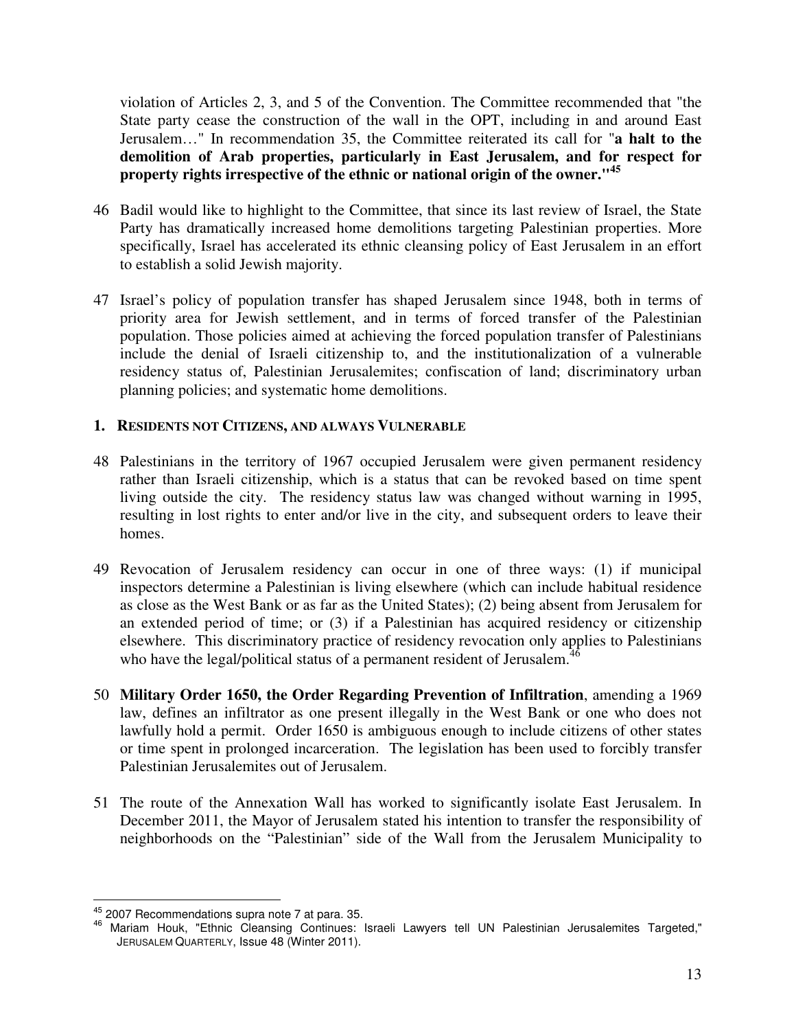violation of Articles 2, 3, and 5 of the Convention. The Committee recommended that "the State party cease the construction of the wall in the OPT, including in and around East Jerusalem…" In recommendation 35, the Committee reiterated its call for "**a halt to the demolition of Arab properties, particularly in East Jerusalem, and for respect for property rights irrespective of the ethnic or national origin of the owner."**[45]

46 Badil would like to highlight to the Committee, that since its last review of Israel, the State Party has dramatically increased home demolitions targeting Palestinian properties. More specifically, Israel has accelerated its ethnic cleansing policy of East Jerusalem in an effort to establish a solid Jewish majority.

47 Israel's policy of population transfer has shaped Jerusalem since 1948, both in terms of priority area for Jewish settlement, and in terms of forced transfer of the Palestinian population. Those policies aimed at achieving the forced population transfer of Palestinians include the denial of Israeli citizenship to, and the institutionalization of a vulnerable residency status of, Palestinian Jerusalemites; confiscation of land; discriminatory urban planning policies; and systematic home demolitions.

### 1. RESIDENTS NOT CITIZENS, AND ALWAYS VULNERABLE

48 Palestinians in the territory of 1967 occupied Jerusalem were given permanent residency rather than Israeli citizenship, which is a status that can be revoked based on time spent living outside the city. The residency status law was changed without warning in 1995, resulting in lost rights to enter and/or live in the city, and subsequent orders to leave their homes.

49 Revocation of Jerusalem residency can occur in one of three ways: (1) if municipal inspectors determine a Palestinian is living elsewhere (which can include habitual residence as close as the West Bank or as far as the United States); (2) being absent from Jerusalem for an extended period of time; or (3) if a Palestinian has acquired residency or citizenship elsewhere. This discriminatory practice of residency revocation only applies to Palestinians who have the legal/political status of a permanent resident of Jerusalem.[46]

50 **Military Order 1650, the Order Regarding Prevention of Infiltration**, amending a 1969 law, defines an infiltrator as one present illegally in the West Bank or one who does not lawfully hold a permit. Order 1650 is ambiguous enough to include citizens of other states or time spent in prolonged incarceration. The legislation has been used to forcibly transfer Palestinian Jerusalemites out of Jerusalem.

51 The route of the Annexation Wall has worked to significantly isolate East Jerusalem. In December 2011, the Mayor of Jerusalem stated his intention to transfer the responsibility of neighborhoods on the "Palestinian" side of the Wall from the Jerusalem Municipality to

---

[45] 2007 Recommendations supra note 7 at para. 35.

[46] Mariam Houk, "Ethnic Cleansing Continues: Israeli Lawyers tell UN Palestinian Jerusalemites Targeted," JERUSALEM QUARTERLY, Issue 48 (Winter 2011).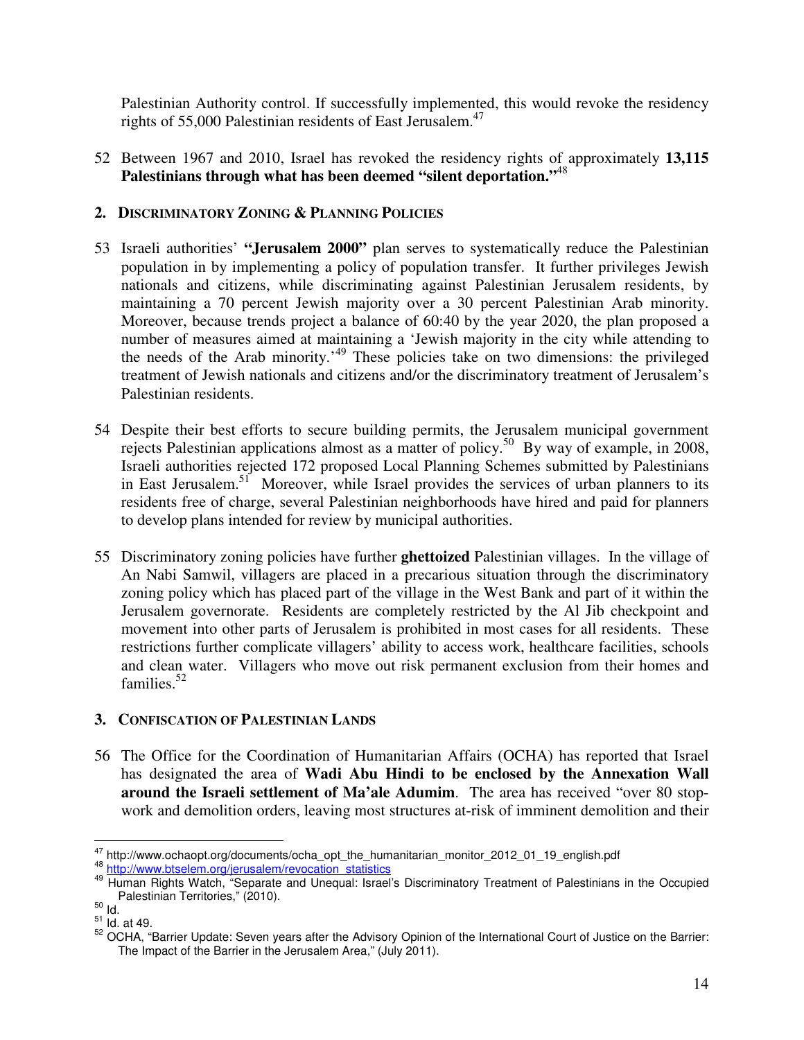Palestinian Authority control. If successfully implemented, this would revoke the residency rights of 55,000 Palestinian residents of East Jerusalem.[47]

52 Between 1967 and 2010, Israel has revoked the residency rights of approximately **13,115 Palestinians through what has been deemed "silent deportation."**[48]

### 2. DISCRIMINATORY ZONING & PLANNING POLICIES

53 Israeli authorities' **"Jerusalem 2000"** plan serves to systematically reduce the Palestinian population in by implementing a policy of population transfer. It further privileges Jewish nationals and citizens, while discriminating against Palestinian Jerusalem residents, by maintaining a 70 percent Jewish majority over a 30 percent Palestinian Arab minority. Moreover, because trends project a balance of 60:40 by the year 2020, the plan proposed a number of measures aimed at maintaining a 'Jewish majority in the city while attending to the needs of the Arab minority.'[49] These policies take on two dimensions: the privileged treatment of Jewish nationals and citizens and/or the discriminatory treatment of Jerusalem's Palestinian residents.

54 Despite their best efforts to secure building permits, the Jerusalem municipal government rejects Palestinian applications almost as a matter of policy.[50] By way of example, in 2008, Israeli authorities rejected 172 proposed Local Planning Schemes submitted by Palestinians in East Jerusalem.[51] Moreover, while Israel provides the services of urban planners to its residents free of charge, several Palestinian neighborhoods have hired and paid for planners to develop plans intended for review by municipal authorities.

55 Discriminatory zoning policies have further **ghettoized** Palestinian villages. In the village of An Nabi Samwil, villagers are placed in a precarious situation through the discriminatory zoning policy which has placed part of the village in the West Bank and part of it within the Jerusalem governorate. Residents are completely restricted by the Al Jib checkpoint and movement into other parts of Jerusalem is prohibited in most cases for all residents. These restrictions further complicate villagers' ability to access work, healthcare facilities, schools and clean water. Villagers who move out risk permanent exclusion from their homes and families.[52]

### 3. CONFISCATION OF PALESTINIAN LANDS

56 The Office for the Coordination of Humanitarian Affairs (OCHA) has reported that Israel has designated the area of **Wadi Abu Hindi to be enclosed by the Annexation Wall around the Israeli settlement of Ma'ale Adumim**. The area has received "over 80 stop-work and demolition orders, leaving most structures at-risk of imminent demolition and their

---

[47] http://www.ochaopt.org/documents/ocha_opt_the_humanitarian_monitor_2012_01_19_english.pdf

[48] http://www.btselem.org/jerusalem/revocation_statistics

[49] Human Rights Watch, "Separate and Unequal: Israel's Discriminatory Treatment of Palestinians in the Occupied Palestinian Territories," (2010).

[50] Id.

[51] Id. at 49.

[52] OCHA, "Barrier Update: Seven years after the Advisory Opinion of the International Court of Justice on the Barrier: The Impact of the Barrier in the Jerusalem Area," (July 2011).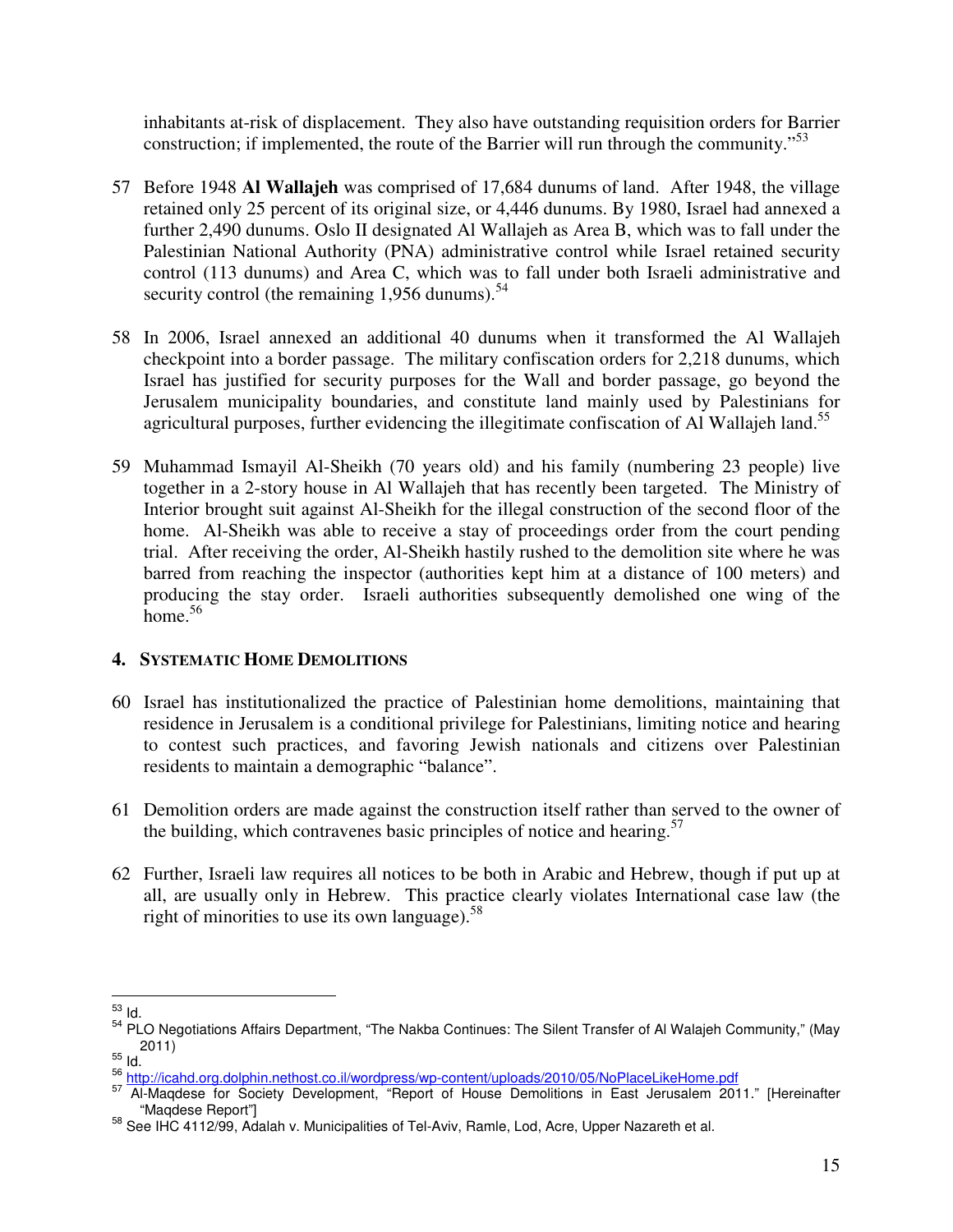inhabitants at-risk of displacement. They also have outstanding requisition orders for Barrier construction; if implemented, the route of the Barrier will run through the community."[53]

57 Before 1948 **Al Wallajeh** was comprised of 17,684 dunums of land. After 1948, the village retained only 25 percent of its original size, or 4,446 dunums. By 1980, Israel had annexed a further 2,490 dunums. Oslo II designated Al Wallajeh as Area B, which was to fall under the Palestinian National Authority (PNA) administrative control while Israel retained security control (113 dunums) and Area C, which was to fall under both Israeli administrative and security control (the remaining 1,956 dunums).[54]

58 In 2006, Israel annexed an additional 40 dunums when it transformed the Al Wallajeh checkpoint into a border passage. The military confiscation orders for 2,218 dunums, which Israel has justified for security purposes for the Wall and border passage, go beyond the Jerusalem municipality boundaries, and constitute land mainly used by Palestinians for agricultural purposes, further evidencing the illegitimate confiscation of Al Wallajeh land.[55]

59 Muhammad Ismayil Al-Sheikh (70 years old) and his family (numbering 23 people) live together in a 2-story house in Al Wallajeh that has recently been targeted. The Ministry of Interior brought suit against Al-Sheikh for the illegal construction of the second floor of the home. Al-Sheikh was able to receive a stay of proceedings order from the court pending trial. After receiving the order, Al-Sheikh hastily rushed to the demolition site where he was barred from reaching the inspector (authorities kept him at a distance of 100 meters) and producing the stay order. Israeli authorities subsequently demolished one wing of the home.[56]

## 4. Systematic Home Demolitions

60 Israel has institutionalized the practice of Palestinian home demolitions, maintaining that residence in Jerusalem is a conditional privilege for Palestinians, limiting notice and hearing to contest such practices, and favoring Jewish nationals and citizens over Palestinian residents to maintain a demographic "balance".

61 Demolition orders are made against the construction itself rather than served to the owner of the building, which contravenes basic principles of notice and hearing.[57]

62 Further, Israeli law requires all notices to be both in Arabic and Hebrew, though if put up at all, are usually only in Hebrew. This practice clearly violates International case law (the right of minorities to use its own language).[58]

---

[53] Id.

[54] PLO Negotiations Affairs Department, "The Nakba Continues: The Silent Transfer of Al Walajeh Community," (May 2011)

[55] Id.

[56] http://icahd.org.dolphin.nethost.co.il/wordpress/wp-content/uploads/2010/05/NoPlaceLikeHome.pdf

[57] Al-Maqdese for Society Development, "Report of House Demolitions in East Jerusalem 2011." [Hereinafter "Maqdese Report"]

[58] See IHC 4112/99, Adalah v. Municipalities of Tel-Aviv, Ramle, Lod, Acre, Upper Nazareth et al.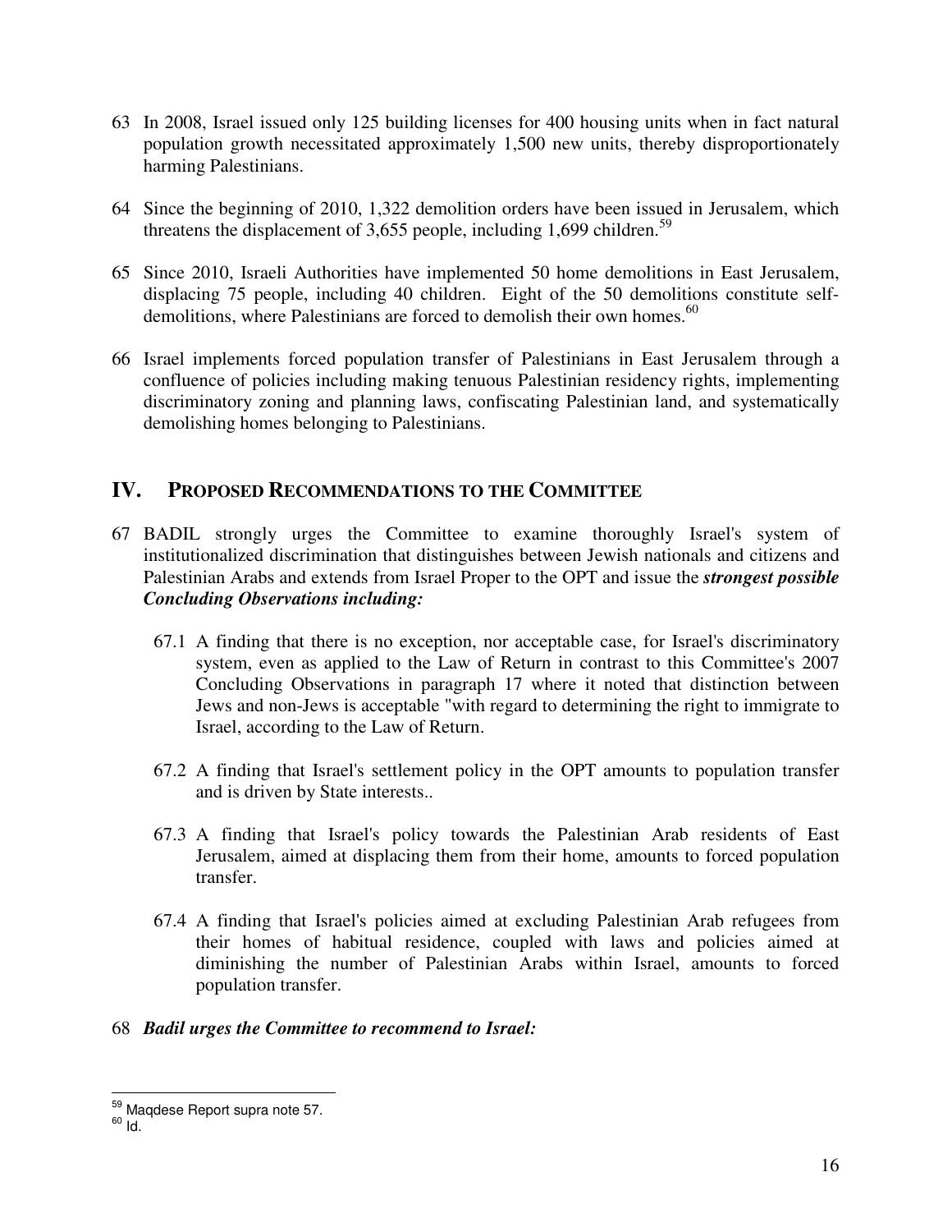63 In 2008, Israel issued only 125 building licenses for 400 housing units when in fact natural population growth necessitated approximately 1,500 new units, thereby disproportionately harming Palestinians.

64 Since the beginning of 2010, 1,322 demolition orders have been issued in Jerusalem, which threatens the displacement of 3,655 people, including 1,699 children.[59]

65 Since 2010, Israeli Authorities have implemented 50 home demolitions in East Jerusalem, displacing 75 people, including 40 children. Eight of the 50 demolitions constitute self-demolitions, where Palestinians are forced to demolish their own homes.[60]

66 Israel implements forced population transfer of Palestinians in East Jerusalem through a confluence of policies including making tenuous Palestinian residency rights, implementing discriminatory zoning and planning laws, confiscating Palestinian land, and systematically demolishing homes belonging to Palestinians.

## IV. PROPOSED RECOMMENDATIONS TO THE COMMITTEE

67 BADIL strongly urges the Committee to examine thoroughly Israel's system of institutionalized discrimination that distinguishes between Jewish nationals and citizens and Palestinian Arabs and extends from Israel Proper to the OPT and issue the ***strongest possible Concluding Observations including:***

67.1 A finding that there is no exception, nor acceptable case, for Israel's discriminatory system, even as applied to the Law of Return in contrast to this Committee's 2007 Concluding Observations in paragraph 17 where it noted that distinction between Jews and non-Jews is acceptable "with regard to determining the right to immigrate to Israel, according to the Law of Return.

67.2 A finding that Israel's settlement policy in the OPT amounts to population transfer and is driven by State interests..

67.3 A finding that Israel's policy towards the Palestinian Arab residents of East Jerusalem, aimed at displacing them from their home, amounts to forced population transfer.

67.4 A finding that Israel's policies aimed at excluding Palestinian Arab refugees from their homes of habitual residence, coupled with laws and policies aimed at diminishing the number of Palestinian Arabs within Israel, amounts to forced population transfer.

68 ***Badil urges the Committee to recommend to Israel:***

---

[59] Maqdese Report supra note 57.

[60] Id.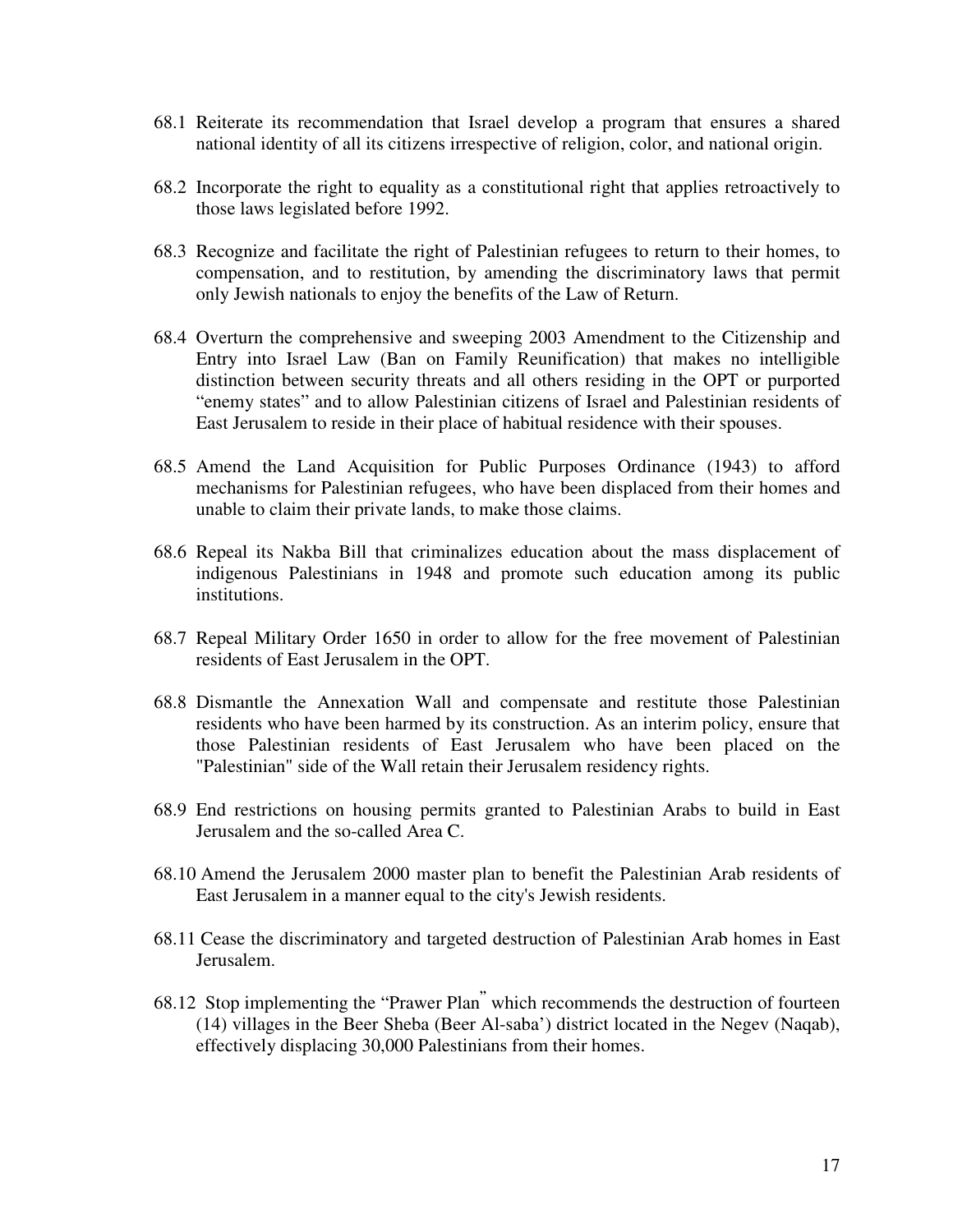68.1 Reiterate its recommendation that Israel develop a program that ensures a shared national identity of all its citizens irrespective of religion, color, and national origin.

68.2 Incorporate the right to equality as a constitutional right that applies retroactively to those laws legislated before 1992.

68.3 Recognize and facilitate the right of Palestinian refugees to return to their homes, to compensation, and to restitution, by amending the discriminatory laws that permit only Jewish nationals to enjoy the benefits of the Law of Return.

68.4 Overturn the comprehensive and sweeping 2003 Amendment to the Citizenship and Entry into Israel Law (Ban on Family Reunification) that makes no intelligible distinction between security threats and all others residing in the OPT or purported "enemy states" and to allow Palestinian citizens of Israel and Palestinian residents of East Jerusalem to reside in their place of habitual residence with their spouses.

68.5 Amend the Land Acquisition for Public Purposes Ordinance (1943) to afford mechanisms for Palestinian refugees, who have been displaced from their homes and unable to claim their private lands, to make those claims.

68.6 Repeal its Nakba Bill that criminalizes education about the mass displacement of indigenous Palestinians in 1948 and promote such education among its public institutions.

68.7 Repeal Military Order 1650 in order to allow for the free movement of Palestinian residents of East Jerusalem in the OPT.

68.8 Dismantle the Annexation Wall and compensate and restitute those Palestinian residents who have been harmed by its construction. As an interim policy, ensure that those Palestinian residents of East Jerusalem who have been placed on the "Palestinian" side of the Wall retain their Jerusalem residency rights.

68.9 End restrictions on housing permits granted to Palestinian Arabs to build in East Jerusalem and the so-called Area C.

68.10 Amend the Jerusalem 2000 master plan to benefit the Palestinian Arab residents of East Jerusalem in a manner equal to the city's Jewish residents.

68.11 Cease the discriminatory and targeted destruction of Palestinian Arab homes in East Jerusalem.

68.12 Stop implementing the "Prawer Plan" which recommends the destruction of fourteen (14) villages in the Beer Sheba (Beer Al-saba') district located in the Negev (Naqab), effectively displacing 30,000 Palestinians from their homes.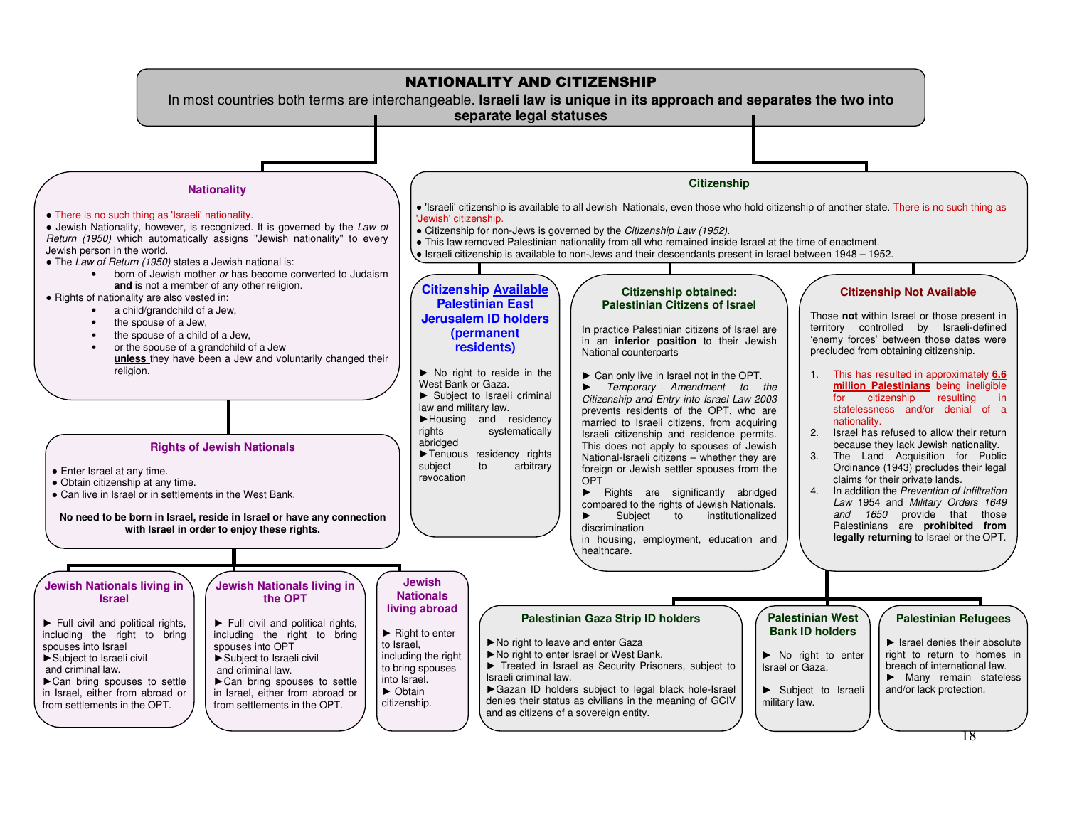# NATIONALITY AND CITIZENSHIP

In most countries both terms are interchangeable. **Israeli law is unique in its approach and separates the two into separate legal statuses**

## Nationality

- There is no such thing as 'Israeli' nationality.
- Jewish Nationality, however, is recognized. It is governed by the *Law of Return (1950)* which automatically assigns "Jewish nationality" to every Jewish person in the world.
- The *Law of Return (1950)* states a Jewish national is:
  - born of Jewish mother *or* has become converted to Judaism **and** is not a member of any other religion.
- Rights of nationality are also vested in:
  - a child/grandchild of a Jew,
  - the spouse of a Jew,
  - the spouse of a child of a Jew,
  - or the spouse of a grandchild of a Jew **unless** they have been a Jew and voluntarily changed their religion.

### Rights of Jewish Nationals

- Enter Israel at any time.
- Obtain citizenship at any time.
- Can live in Israel or in settlements in the West Bank.

**No need to be born in Israel, reside in Israel or have any connection with Israel in order to enjoy these rights.**

#### Jewish Nationals living in Israel

- ► Full civil and political rights, including the right to bring spouses into Israel
- ►Subject to Israeli civil and criminal law.
- ►Can bring spouses to settle in Israel, either from abroad or from settlements in the OPT.

#### Jewish Nationals living in the OPT

- ► Full civil and political rights, including the right to bring spouses into OPT
- ►Subject to Israeli civil and criminal law.
- ►Can bring spouses to settle in Israel, either from abroad or from settlements in the OPT.

#### Jewish Nationals living abroad

- ► Right to enter to Israel, including the right to bring spouses into Israel.
- ► Obtain citizenship.

## Citizenship

- 'Israeli' citizenship is available to all Jewish Nationals, even those who hold citizenship of another state. There is no such thing as 'Jewish' citizenship.
- Citizenship for non-Jews is governed by the *Citizenship Law (1952).*
- This law removed Palestinian nationality from all who remained inside Israel at the time of enactment.
- Israeli citizenship is available to non-Jews and their descendants present in Israel between 1948 – 1952.

### Citizenship Available Palestinian East Jerusalem ID holders (permanent residents)

- ► No right to reside in the West Bank or Gaza.
- ► Subject to Israeli criminal law and military law.
- ►Housing and residency rights systematically abridged
- ►Tenuous residency rights subject to arbitrary revocation

### Citizenship obtained: Palestinian Citizens of Israel

In practice Palestinian citizens of Israel are in an **inferior position** to their Jewish National counterparts

- ► Can only live in Israel not in the OPT.
- ► *Temporary Amendment to the Citizenship and Entry into Israel Law 2003* prevents residents of the OPT, who are married to Israeli citizens, from acquiring Israeli citizenship and residence permits. This does not apply to spouses of Jewish National-Israeli citizens – whether they are foreign or Jewish settler spouses from the OPT
- ► Rights are significantly abridged compared to the rights of Jewish Nationals.
- ► Subject to institutionalized discrimination in housing, employment, education and healthcare.

### Citizenship Not Available

Those **not** within Israel or those present in territory controlled by Israeli-defined 'enemy forces' between those dates were precluded from obtaining citizenship.

1. This has resulted in approximately **6.6 million Palestinians** being ineligible for citizenship resulting in statelessness and/or denial of a nationality.
2. Israel has refused to allow their return because they lack Jewish nationality.
3. The Land Acquisition for Public Ordinance (1943) precludes their legal claims for their private lands.
4. In addition the *Prevention of Infiltration Law* 1954 and *Military Orders 1649 and 1650* provide that those Palestinians are **prohibited from legally returning** to Israel or the OPT.

#### Palestinian Gaza Strip ID holders

- ►No right to leave and enter Gaza
- ►No right to enter Israel or West Bank.
- ► Treated in Israel as Security Prisoners, subject to Israeli criminal law.
- ►Gazan ID holders subject to legal black hole-Israel denies their status as civilians in the meaning of GCIV and as citizens of a sovereign entity.

#### Palestinian West Bank ID holders

- ► No right to enter Israel or Gaza.
- ► Subject to Israeli military law.

#### Palestinian Refugees

- ► Israel denies their absolute right to return to homes in breach of international law.
- ► Many remain stateless and/or lack protection.